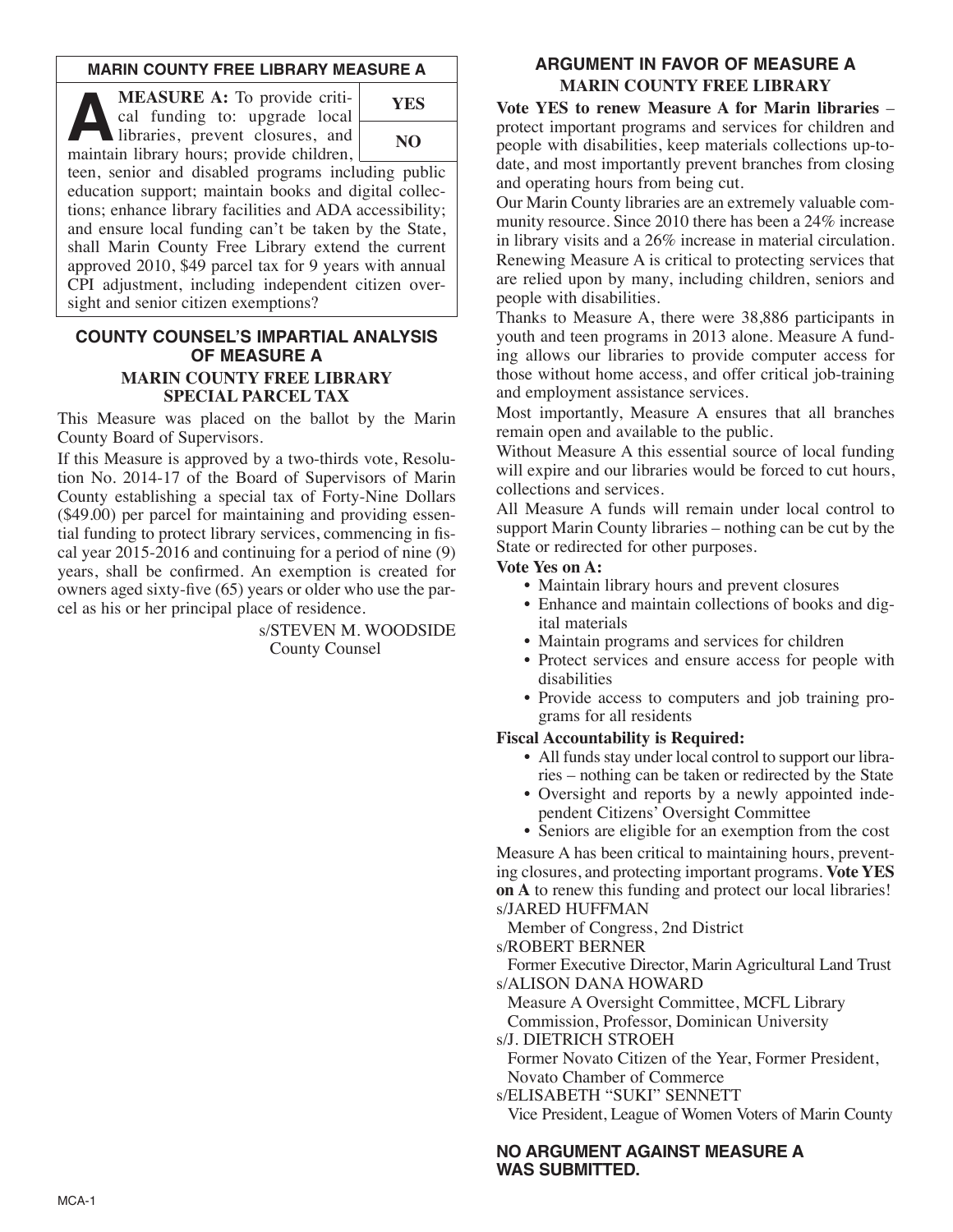## MARIN COUNTY FREE LIBRARY MEASURE A

**MEASURE A:** To provide critical funding to: upgrade local libraries, prevent closures, and maintain library hours; provide children, teen, senior and disabled programs including public education support; maintain books and digital collections; enhance library facilities and ADA accessibility; and ensure local funding can't be taken by the State, shall Marin County Free Library extend the current approved 2010, $49 parcel tax for 9 years with annual CPI adjustment, including independent citizen oversight and senior citizen exemptions?

| YES |
|---|
| NO |

## COUNTY COUNSEL'S IMPARTIAL ANALYSIS OF MEASURE A

### MARIN COUNTY FREE LIBRARY SPECIAL PARCEL TAX

This Measure was placed on the ballot by the Marin County Board of Supervisors.

If this Measure is approved by a two-thirds vote, Resolution No. 2014-17 of the Board of Supervisors of Marin County establishing a special tax of Forty-Nine Dollars ($49.00) per parcel for maintaining and providing essential funding to protect library services, commencing in fiscal year 2015-2016 and continuing for a period of nine (9) years, shall be confirmed. An exemption is created for owners aged sixty-five (65) years or older who use the parcel as his or her principal place of residence.

s/STEVEN M. WOODSIDE
County Counsel

## ARGUMENT IN FAVOR OF MEASURE A

### MARIN COUNTY FREE LIBRARY

**Vote YES to renew Measure A for Marin libraries** – protect important programs and services for children and people with disabilities, keep materials collections up-to-date, and most importantly prevent branches from closing and operating hours from being cut.

Our Marin County libraries are an extremely valuable community resource. Since 2010 there has been a 24% increase in library visits and a 26% increase in material circulation. Renewing Measure A is critical to protecting services that are relied upon by many, including children, seniors and people with disabilities.

Thanks to Measure A, there were 38,886 participants in youth and teen programs in 2013 alone. Measure A funding allows our libraries to provide computer access for those without home access, and offer critical job-training and employment assistance services.

Most importantly, Measure A ensures that all branches remain open and available to the public.

Without Measure A this essential source of local funding will expire and our libraries would be forced to cut hours, collections and services.

All Measure A funds will remain under local control to support Marin County libraries – nothing can be cut by the State or redirected for other purposes.

**Vote Yes on A:**

- Maintain library hours and prevent closures
- Enhance and maintain collections of books and digital materials
- Maintain programs and services for children
- Protect services and ensure access for people with disabilities
- Provide access to computers and job training programs for all residents

**Fiscal Accountability is Required:**

- All funds stay under local control to support our libraries – nothing can be taken or redirected by the State
- Oversight and reports by a newly appointed independent Citizens' Oversight Committee
- Seniors are eligible for an exemption from the cost

Measure A has been critical to maintaining hours, preventing closures, and protecting important programs. **Vote YES on A** to renew this funding and protect our local libraries!

s/JARED HUFFMAN
Member of Congress, 2nd District

s/ROBERT BERNER
Former Executive Director, Marin Agricultural Land Trust

s/ALISON DANA HOWARD
Measure A Oversight Committee, MCFL Library Commission, Professor, Dominican University

s/J. DIETRICH STROEH
Former Novato Citizen of the Year, Former President, Novato Chamber of Commerce

s/ELISABETH "SUKI" SENNETT
Vice President, League of Women Voters of Marin County

## NO ARGUMENT AGAINST MEASURE A WAS SUBMITTED.

MCA-1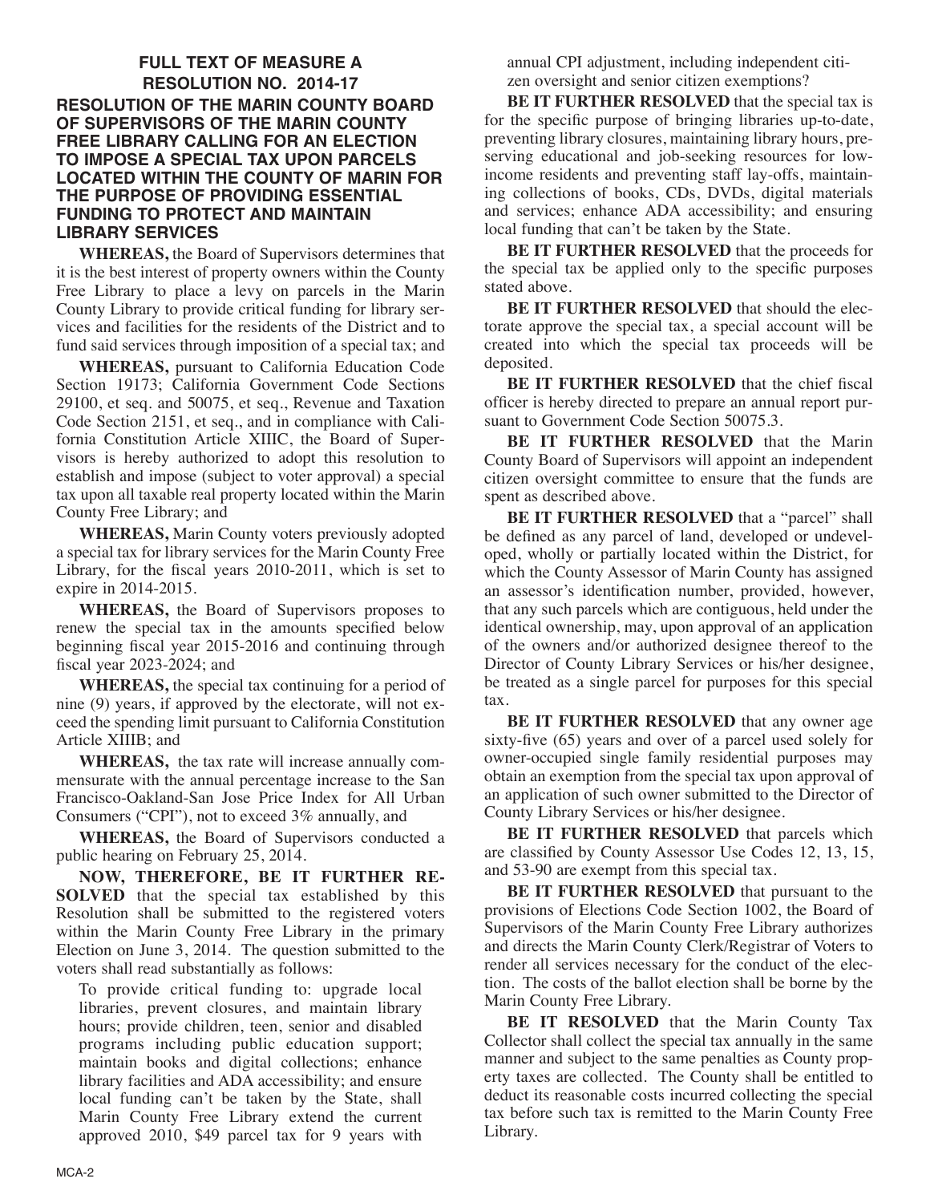## FULL TEXT OF MEASURE A
## RESOLUTION NO. 2014-17

### RESOLUTION OF THE MARIN COUNTY BOARD OF SUPERVISORS OF THE MARIN COUNTY FREE LIBRARY CALLING FOR AN ELECTION TO IMPOSE A SPECIAL TAX UPON PARCELS LOCATED WITHIN THE COUNTY OF MARIN FOR THE PURPOSE OF PROVIDING ESSENTIAL FUNDING TO PROTECT AND MAINTAIN LIBRARY SERVICES

**WHEREAS,** the Board of Supervisors determines that it is the best interest of property owners within the County Free Library to place a levy on parcels in the Marin County Library to provide critical funding for library services and facilities for the residents of the District and to fund said services through imposition of a special tax; and

**WHEREAS,** pursuant to California Education Code Section 19173; California Government Code Sections 29100, et seq. and 50075, et seq., Revenue and Taxation Code Section 2151, et seq., and in compliance with California Constitution Article XIIIC, the Board of Supervisors is hereby authorized to adopt this resolution to establish and impose (subject to voter approval) a special tax upon all taxable real property located within the Marin County Free Library; and

**WHEREAS,** Marin County voters previously adopted a special tax for library services for the Marin County Free Library, for the fiscal years 2010-2011, which is set to expire in 2014-2015.

**WHEREAS,** the Board of Supervisors proposes to renew the special tax in the amounts specified below beginning fiscal year 2015-2016 and continuing through fiscal year 2023-2024; and

**WHEREAS,** the special tax continuing for a period of nine (9) years, if approved by the electorate, will not exceed the spending limit pursuant to California Constitution Article XIIIB; and

**WHEREAS,** the tax rate will increase annually commensurate with the annual percentage increase to the San Francisco-Oakland-San Jose Price Index for All Urban Consumers ("CPI"), not to exceed 3% annually, and

**WHEREAS,** the Board of Supervisors conducted a public hearing on February 25, 2014.

**NOW, THEREFORE, BE IT FURTHER RESOLVED** that the special tax established by this Resolution shall be submitted to the registered voters within the Marin County Free Library in the primary Election on June 3, 2014. The question submitted to the voters shall read substantially as follows:

> To provide critical funding to: upgrade local libraries, prevent closures, and maintain library hours; provide children, teen, senior and disabled programs including public education support; maintain books and digital collections; enhance library facilities and ADA accessibility; and ensure local funding can't be taken by the State, shall Marin County Free Library extend the current approved 2010, $49 parcel tax for 9 years with annual CPI adjustment, including independent citizen oversight and senior citizen exemptions?

**BE IT FURTHER RESOLVED** that the special tax is for the specific purpose of bringing libraries up-to-date, preventing library closures, maintaining library hours, preserving educational and job-seeking resources for low-income residents and preventing staff lay-offs, maintaining collections of books, CDs, DVDs, digital materials and services; enhance ADA accessibility; and ensuring local funding that can't be taken by the State.

**BE IT FURTHER RESOLVED** that the proceeds for the special tax be applied only to the specific purposes stated above.

**BE IT FURTHER RESOLVED** that should the electorate approve the special tax, a special account will be created into which the special tax proceeds will be deposited.

**BE IT FURTHER RESOLVED** that the chief fiscal officer is hereby directed to prepare an annual report pursuant to Government Code Section 50075.3.

**BE IT FURTHER RESOLVED** that the Marin County Board of Supervisors will appoint an independent citizen oversight committee to ensure that the funds are spent as described above.

**BE IT FURTHER RESOLVED** that a "parcel" shall be defined as any parcel of land, developed or undeveloped, wholly or partially located within the District, for which the County Assessor of Marin County has assigned an assessor's identification number, provided, however, that any such parcels which are contiguous, held under the identical ownership, may, upon approval of an application of the owners and/or authorized designee thereof to the Director of County Library Services or his/her designee, be treated as a single parcel for purposes for this special tax.

**BE IT FURTHER RESOLVED** that any owner age sixty-five (65) years and over of a parcel used solely for owner-occupied single family residential purposes may obtain an exemption from the special tax upon approval of an application of such owner submitted to the Director of County Library Services or his/her designee.

**BE IT FURTHER RESOLVED** that parcels which are classified by County Assessor Use Codes 12, 13, 15, and 53-90 are exempt from this special tax.

**BE IT FURTHER RESOLVED** that pursuant to the provisions of Elections Code Section 1002, the Board of Supervisors of the Marin County Free Library authorizes and directs the Marin County Clerk/Registrar of Voters to render all services necessary for the conduct of the election. The costs of the ballot election shall be borne by the Marin County Free Library.

**BE IT RESOLVED** that the Marin County Tax Collector shall collect the special tax annually in the same manner and subject to the same penalties as County property taxes are collected. The County shall be entitled to deduct its reasonable costs incurred collecting the special tax before such tax is remitted to the Marin County Free Library.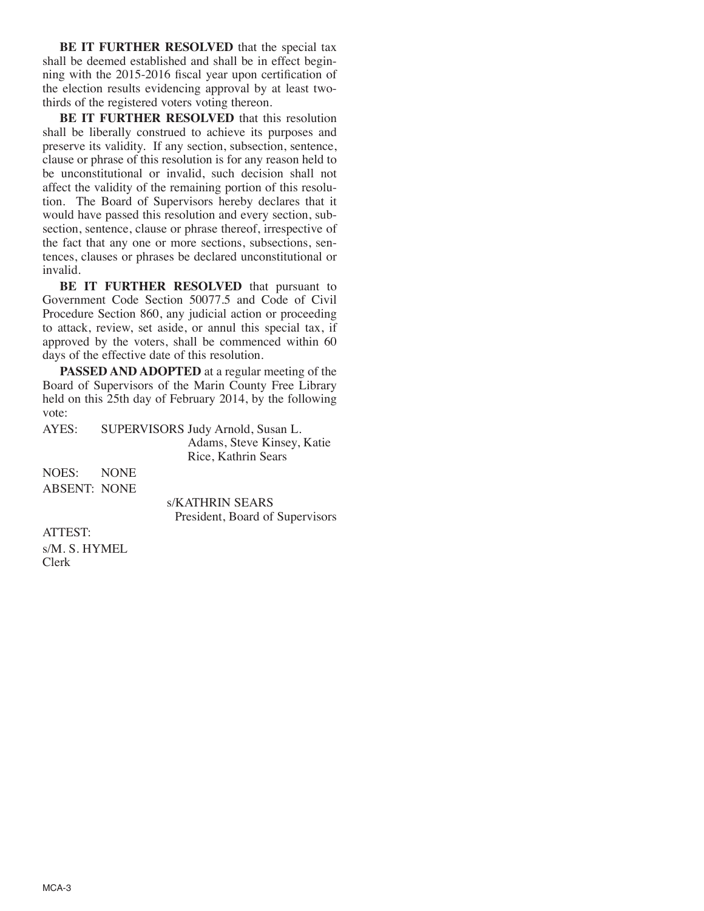**BE IT FURTHER RESOLVED** that the special tax shall be deemed established and shall be in effect beginning with the 2015-2016 fiscal year upon certification of the election results evidencing approval by at least two-thirds of the registered voters voting thereon.

**BE IT FURTHER RESOLVED** that this resolution shall be liberally construed to achieve its purposes and preserve its validity. If any section, subsection, sentence, clause or phrase of this resolution is for any reason held to be unconstitutional or invalid, such decision shall not affect the validity of the remaining portion of this resolution. The Board of Supervisors hereby declares that it would have passed this resolution and every section, subsection, sentence, clause or phrase thereof, irrespective of the fact that any one or more sections, subsections, sentences, clauses or phrases be declared unconstitutional or invalid.

**BE IT FURTHER RESOLVED** that pursuant to Government Code Section 50077.5 and Code of Civil Procedure Section 860, any judicial action or proceeding to attack, review, set aside, or annul this special tax, if approved by the voters, shall be commenced within 60 days of the effective date of this resolution.

**PASSED AND ADOPTED** at a regular meeting of the Board of Supervisors of the Marin County Free Library held on this 25th day of February 2014, by the following vote:

AYES: SUPERVISORS Judy Arnold, Susan L. Adams, Steve Kinsey, Katie Rice, Kathrin Sears

NOES: NONE

ABSENT: NONE

s/KATHRIN SEARS
President, Board of Supervisors

ATTEST:

s/M. S. HYMEL
Clerk

MCA-3